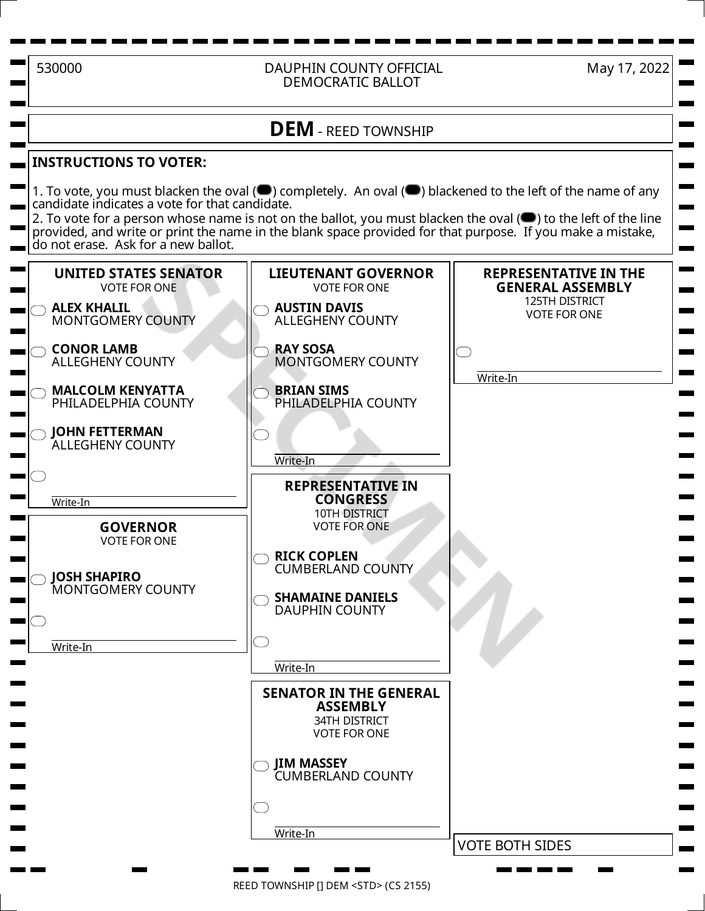530000

DAUPHIN COUNTY OFFICIAL
DEMOCRATIC BALLOT

May 17, 2022

# DEM - REED TOWNSHIP

**INSTRUCTIONS TO VOTER:**

1. To vote, you must blacken the oval ( ) completely. An oval ( ) blackened to the left of the name of any candidate indicates a vote for that candidate.
2. To vote for a person whose name is not on the ballot, you must blacken the oval ( ) to the left of the line provided, and write or print the name in the blank space provided for that purpose. If you make a mistake, do not erase. Ask for a new ballot.

## UNITED STATES SENATOR
VOTE FOR ONE

- **ALEX KHALIL** MONTGOMERY COUNTY
- **CONOR LAMB** ALLEGHENY COUNTY
- **MALCOLM KENYATTA** PHILADELPHIA COUNTY
- **JOHN FETTERMAN** ALLEGHENY COUNTY
- Write-In

## GOVERNOR
VOTE FOR ONE

- **JOSH SHAPIRO** MONTGOMERY COUNTY
- Write-In

## LIEUTENANT GOVERNOR
VOTE FOR ONE

- **AUSTIN DAVIS** ALLEGHENY COUNTY
- **RAY SOSA** MONTGOMERY COUNTY
- **BRIAN SIMS** PHILADELPHIA COUNTY
- Write-In

## REPRESENTATIVE IN CONGRESS
10TH DISTRICT
VOTE FOR ONE

- **RICK COPLEN** CUMBERLAND COUNTY
- **SHAMAINE DANIELS** DAUPHIN COUNTY
- Write-In

## SENATOR IN THE GENERAL ASSEMBLY
34TH DISTRICT
VOTE FOR ONE

- **JIM MASSEY** CUMBERLAND COUNTY
- Write-In

## REPRESENTATIVE IN THE GENERAL ASSEMBLY
125TH DISTRICT
VOTE FOR ONE

- Write-In

VOTE BOTH SIDES

REED TOWNSHIP [] DEM <STD> (CS 2155)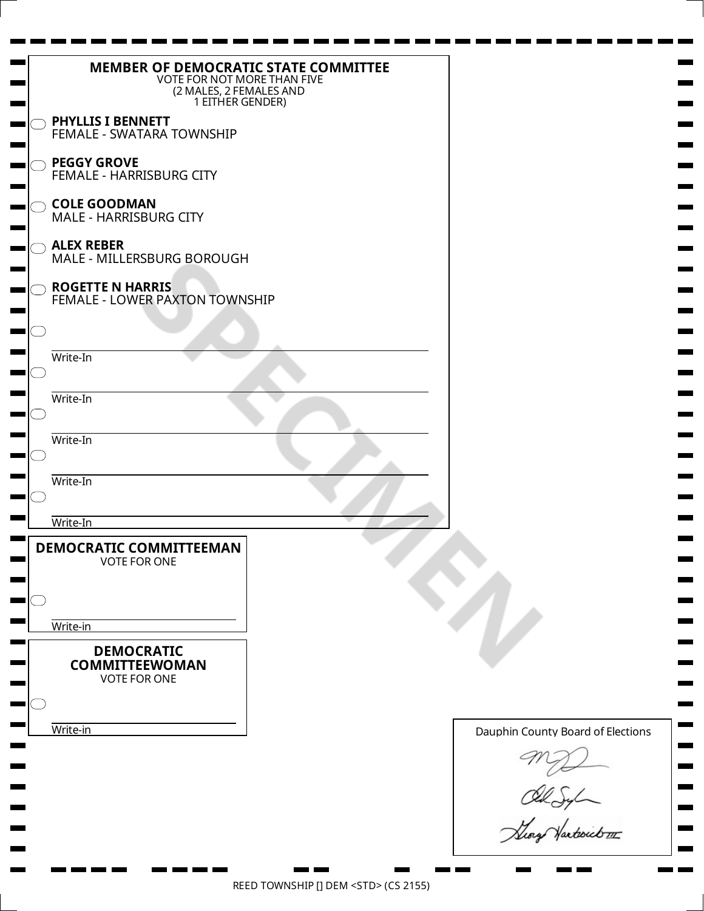## MEMBER OF DEMOCRATIC STATE COMMITTEE

VOTE FOR NOT MORE THAN FIVE
(2 MALES, 2 FEMALES AND
1 EITHER GENDER)

- **PHYLLIS I BENNETT**
  FEMALE - SWATARA TOWNSHIP
- **PEGGY GROVE**
  FEMALE - HARRISBURG CITY
- **COLE GOODMAN**
  MALE - HARRISBURG CITY
- **ALEX REBER**
  MALE - MILLERSBURG BOROUGH
- **ROGETTE N HARRIS**
  FEMALE - LOWER PAXTON TOWNSHIP
- Write-In
- Write-In
- Write-In
- Write-In
- Write-In

## DEMOCRATIC COMMITTEEMAN

VOTE FOR ONE

- Write-in

## DEMOCRATIC COMMITTEEWOMAN

VOTE FOR ONE

- Write-in

Dauphin County Board of Elections

SPECIMEN

REED TOWNSHIP [] DEM <STD> (CS 2155)